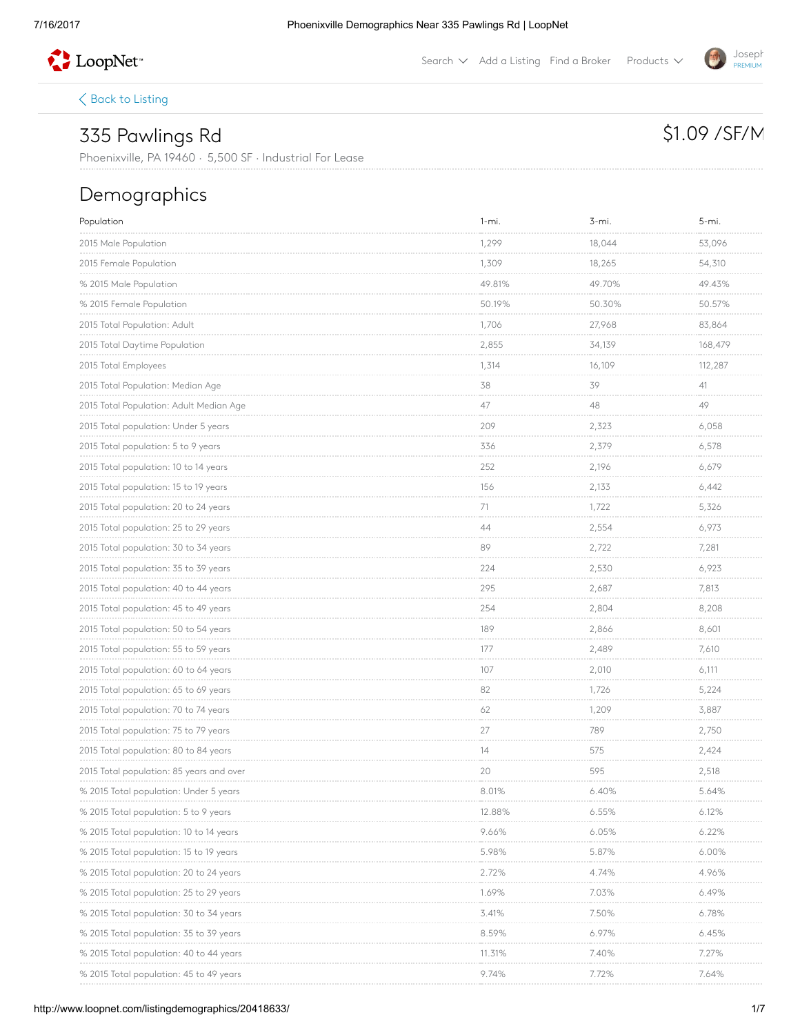[Back to Listing](#)

# 335 Pawlings Rd

$1.09 /SF/M

Phoenixville, PA 19460 · 5,500 SF · Industrial For Lease

## Demographics

| Population | 1-mi. | 3-mi. | 5-mi. |
|---|---|---|---|
| 2015 Male Population | 1,299 | 18,044 | 53,096 |
| 2015 Female Population | 1,309 | 18,265 | 54,310 |
| % 2015 Male Population | 49.81% | 49.70% | 49.43% |
| % 2015 Female Population | 50.19% | 50.30% | 50.57% |
| 2015 Total Population: Adult | 1,706 | 27,968 | 83,864 |
| 2015 Total Daytime Population | 2,855 | 34,139 | 168,479 |
| 2015 Total Employees | 1,314 | 16,109 | 112,287 |
| 2015 Total Population: Median Age | 38 | 39 | 41 |
| 2015 Total Population: Adult Median Age | 47 | 48 | 49 |
| 2015 Total population: Under 5 years | 209 | 2,323 | 6,058 |
| 2015 Total population: 5 to 9 years | 336 | 2,379 | 6,578 |
| 2015 Total population: 10 to 14 years | 252 | 2,196 | 6,679 |
| 2015 Total population: 15 to 19 years | 156 | 2,133 | 6,442 |
| 2015 Total population: 20 to 24 years | 71 | 1,722 | 5,326 |
| 2015 Total population: 25 to 29 years | 44 | 2,554 | 6,973 |
| 2015 Total population: 30 to 34 years | 89 | 2,722 | 7,281 |
| 2015 Total population: 35 to 39 years | 224 | 2,530 | 6,923 |
| 2015 Total population: 40 to 44 years | 295 | 2,687 | 7,813 |
| 2015 Total population: 45 to 49 years | 254 | 2,804 | 8,208 |
| 2015 Total population: 50 to 54 years | 189 | 2,866 | 8,601 |
| 2015 Total population: 55 to 59 years | 177 | 2,489 | 7,610 |
| 2015 Total population: 60 to 64 years | 107 | 2,010 | 6,111 |
| 2015 Total population: 65 to 69 years | 82 | 1,726 | 5,224 |
| 2015 Total population: 70 to 74 years | 62 | 1,209 | 3,887 |
| 2015 Total population: 75 to 79 years | 27 | 789 | 2,750 |
| 2015 Total population: 80 to 84 years | 14 | 575 | 2,424 |
| 2015 Total population: 85 years and over | 20 | 595 | 2,518 |
| % 2015 Total population: Under 5 years | 8.01% | 6.40% | 5.64% |
| % 2015 Total population: 5 to 9 years | 12.88% | 6.55% | 6.12% |
| % 2015 Total population: 10 to 14 years | 9.66% | 6.05% | 6.22% |
| % 2015 Total population: 15 to 19 years | 5.98% | 5.87% | 6.00% |
| % 2015 Total population: 20 to 24 years | 2.72% | 4.74% | 4.96% |
| % 2015 Total population: 25 to 29 years | 1.69% | 7.03% | 6.49% |
| % 2015 Total population: 30 to 34 years | 3.41% | 7.50% | 6.78% |
| % 2015 Total population: 35 to 39 years | 8.59% | 6.97% | 6.45% |
| % 2015 Total population: 40 to 44 years | 11.31% | 7.40% | 7.27% |
| % 2015 Total population: 45 to 49 years | 9.74% | 7.72% | 7.64% |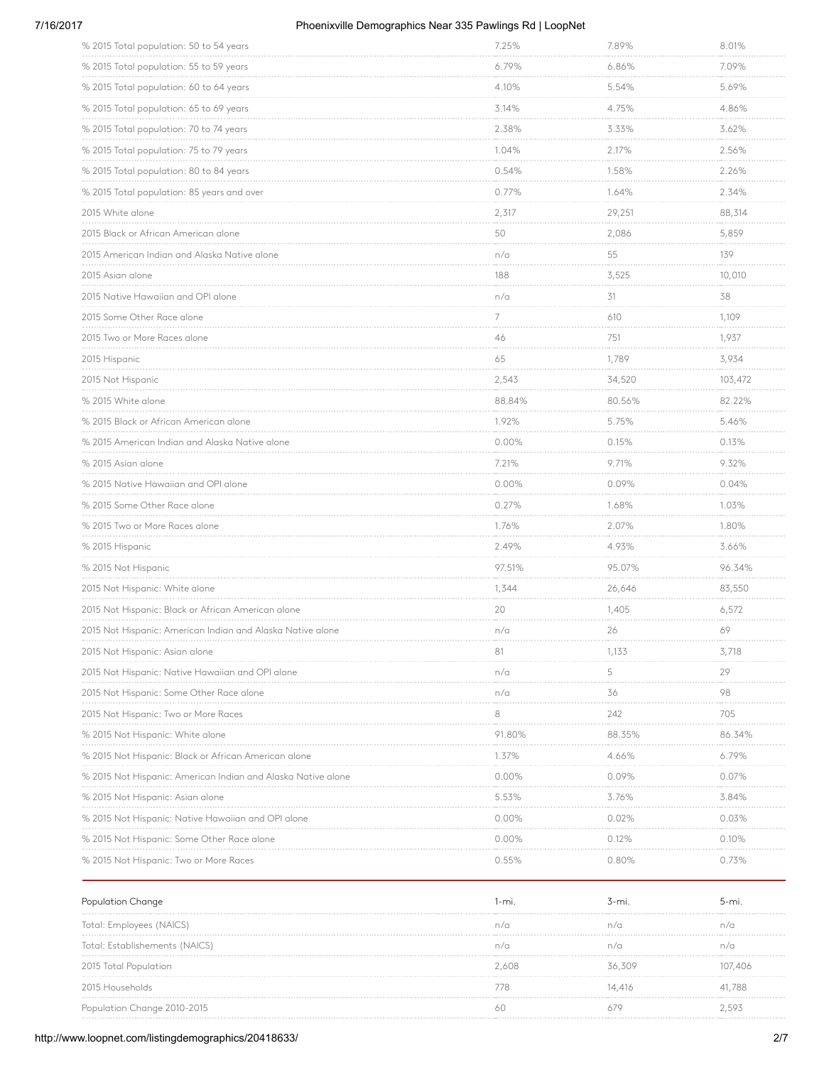| | | | |
|---|---|---|---|
| % 2015 Total population: 50 to 54 years | 7.25% | 7.89% | 8.01% |
| % 2015 Total population: 55 to 59 years | 6.79% | 6.86% | 7.09% |
| % 2015 Total population: 60 to 64 years | 4.10% | 5.54% | 5.69% |
| % 2015 Total population: 65 to 69 years | 3.14% | 4.75% | 4.86% |
| % 2015 Total population: 70 to 74 years | 2.38% | 3.33% | 3.62% |
| % 2015 Total population: 75 to 79 years | 1.04% | 2.17% | 2.56% |
| % 2015 Total population: 80 to 84 years | 0.54% | 1.58% | 2.26% |
| % 2015 Total population: 85 years and over | 0.77% | 1.64% | 2.34% |
| 2015 White alone | 2,317 | 29,251 | 88,314 |
| 2015 Black or African American alone | 50 | 2,086 | 5,859 |
| 2015 American Indian and Alaska Native alone | n/a | 55 | 139 |
| 2015 Asian alone | 188 | 3,525 | 10,010 |
| 2015 Native Hawaiian and OPI alone | n/a | 31 | 38 |
| 2015 Some Other Race alone | 7 | 610 | 1,109 |
| 2015 Two or More Races alone | 46 | 751 | 1,937 |
| 2015 Hispanic | 65 | 1,789 | 3,934 |
| 2015 Not Hispanic | 2,543 | 34,520 | 103,472 |
| % 2015 White alone | 88.84% | 80.56% | 82.22% |
| % 2015 Black or African American alone | 1.92% | 5.75% | 5.46% |
| % 2015 American Indian and Alaska Native alone | 0.00% | 0.15% | 0.13% |
| % 2015 Asian alone | 7.21% | 9.71% | 9.32% |
| % 2015 Native Hawaiian and OPI alone | 0.00% | 0.09% | 0.04% |
| % 2015 Some Other Race alone | 0.27% | 1.68% | 1.03% |
| % 2015 Two or More Races alone | 1.76% | 2.07% | 1.80% |
| % 2015 Hispanic | 2.49% | 4.93% | 3.66% |
| % 2015 Not Hispanic | 97.51% | 95.07% | 96.34% |
| 2015 Not Hispanic: White alone | 1,344 | 26,646 | 83,550 |
| 2015 Not Hispanic: Black or African American alone | 20 | 1,405 | 6,572 |
| 2015 Not Hispanic: American Indian and Alaska Native alone | n/a | 26 | 69 |
| 2015 Not Hispanic: Asian alone | 81 | 1,133 | 3,718 |
| 2015 Not Hispanic: Native Hawaiian and OPI alone | n/a | 5 | 29 |
| 2015 Not Hispanic: Some Other Race alone | n/a | 36 | 98 |
| 2015 Not Hispanic: Two or More Races | 8 | 242 | 705 |
| % 2015 Not Hispanic: White alone | 91.80% | 88.35% | 86.34% |
| % 2015 Not Hispanic: Black or African American alone | 1.37% | 4.66% | 6.79% |
| % 2015 Not Hispanic: American Indian and Alaska Native alone | 0.00% | 0.09% | 0.07% |
| % 2015 Not Hispanic: Asian alone | 5.53% | 3.76% | 3.84% |
| % 2015 Not Hispanic: Native Hawaiian and OPI alone | 0.00% | 0.02% | 0.03% |
| % 2015 Not Hispanic: Some Other Race alone | 0.00% | 0.12% | 0.10% |
| % 2015 Not Hispanic: Two or More Races | 0.55% | 0.80% | 0.73% |

| Population Change | 1-mi. | 3-mi. | 5-mi. |
|---|---|---|---|
| Total: Employees (NAICS) | n/a | n/a | n/a |
| Total: Establishements (NAICS) | n/a | n/a | n/a |
| 2015 Total Population | 2,608 | 36,309 | 107,406 |
| 2015 Households | 778 | 14,416 | 41,788 |
| Population Change 2010-2015 | 60 | 679 | 2,593 |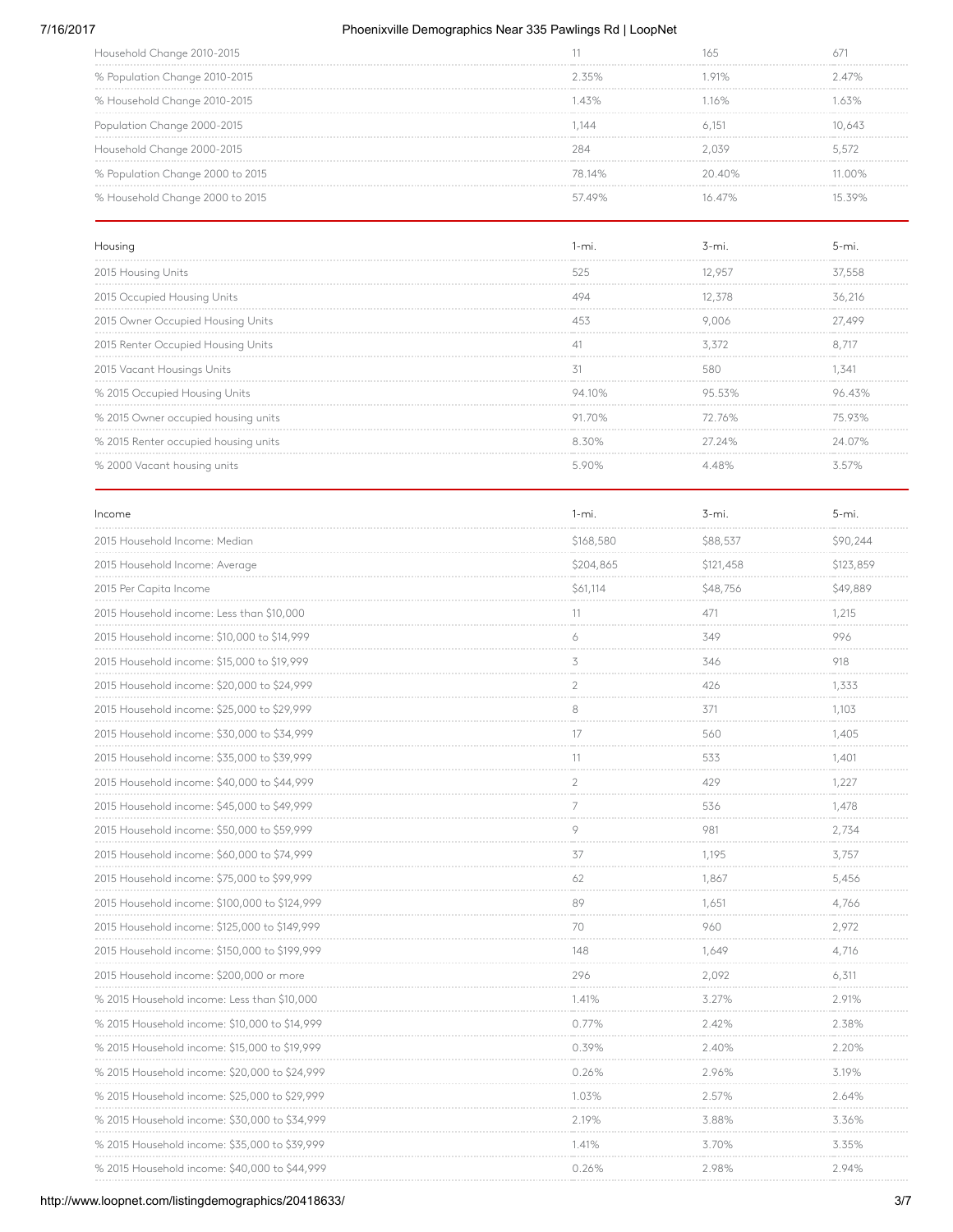| | | | |
|---|---|---|---|
| Household Change 2010-2015 | 11 | 165 | 671 |
| % Population Change 2010-2015 | 2.35% | 1.91% | 2.47% |
| % Household Change 2010-2015 | 1.43% | 1.16% | 1.63% |
| Population Change 2000-2015 | 1,144 | 6,151 | 10,643 |
| Household Change 2000-2015 | 284 | 2,039 | 5,572 |
| % Population Change 2000 to 2015 | 78.14% | 20.40% | 11.00% |
| % Household Change 2000 to 2015 | 57.49% | 16.47% | 15.39% |

| Housing | 1-mi. | 3-mi. | 5-mi. |
|---|---|---|---|
| 2015 Housing Units | 525 | 12,957 | 37,558 |
| 2015 Occupied Housing Units | 494 | 12,378 | 36,216 |
| 2015 Owner Occupied Housing Units | 453 | 9,006 | 27,499 |
| 2015 Renter Occupied Housing Units | 41 | 3,372 | 8,717 |
| 2015 Vacant Housings Units | 31 | 580 | 1,341 |
| % 2015 Occupied Housing Units | 94.10% | 95.53% | 96.43% |
| % 2015 Owner occupied housing units | 91.70% | 72.76% | 75.93% |
| % 2015 Renter occupied housing units | 8.30% | 27.24% | 24.07% |
| % 2000 Vacant housing units | 5.90% | 4.48% | 3.57% |

| Income | 1-mi. | 3-mi. | 5-mi. |
|---|---|---|---|
| 2015 Household Income: Median | $168,580 | $88,537 | $90,244 |
| 2015 Household Income: Average | $204,865 | $121,458 | $123,859 |
| 2015 Per Capita Income | $61,114 | $48,756 | $49,889 |
| 2015 Household income: Less than $10,000 | 11 | 471 | 1,215 |
| 2015 Household income: $10,000 to $14,999 | 6 | 349 | 996 |
| 2015 Household income: $15,000 to $19,999 | 3 | 346 | 918 |
| 2015 Household income: $20,000 to $24,999 | 2 | 426 | 1,333 |
| 2015 Household income: $25,000 to $29,999 | 8 | 371 | 1,103 |
| 2015 Household income: $30,000 to $34,999 | 17 | 560 | 1,405 |
| 2015 Household income: $35,000 to $39,999 | 11 | 533 | 1,401 |
| 2015 Household income: $40,000 to $44,999 | 2 | 429 | 1,227 |
| 2015 Household income: $45,000 to $49,999 | 7 | 536 | 1,478 |
| 2015 Household income: $50,000 to $59,999 | 9 | 981 | 2,734 |
| 2015 Household income: $60,000 to $74,999 | 37 | 1,195 | 3,757 |
| 2015 Household income: $75,000 to $99,999 | 62 | 1,867 | 5,456 |
| 2015 Household income: $100,000 to $124,999 | 89 | 1,651 | 4,766 |
| 2015 Household income: $125,000 to $149,999 | 70 | 960 | 2,972 |
| 2015 Household income: $150,000 to $199,999 | 148 | 1,649 | 4,716 |
| 2015 Household income: $200,000 or more | 296 | 2,092 | 6,311 |
| % 2015 Household income: Less than $10,000 | 1.41% | 3.27% | 2.91% |
| % 2015 Household income: $10,000 to $14,999 | 0.77% | 2.42% | 2.38% |
| % 2015 Household income: $15,000 to $19,999 | 0.39% | 2.40% | 2.20% |
| % 2015 Household income: $20,000 to $24,999 | 0.26% | 2.96% | 3.19% |
| % 2015 Household income: $25,000 to $29,999 | 1.03% | 2.57% | 2.64% |
| % 2015 Household income: $30,000 to $34,999 | 2.19% | 3.88% | 3.36% |
| % 2015 Household income: $35,000 to $39,999 | 1.41% | 3.70% | 3.35% |
| % 2015 Household income: $40,000 to $44,999 | 0.26% | 2.98% | 2.94% |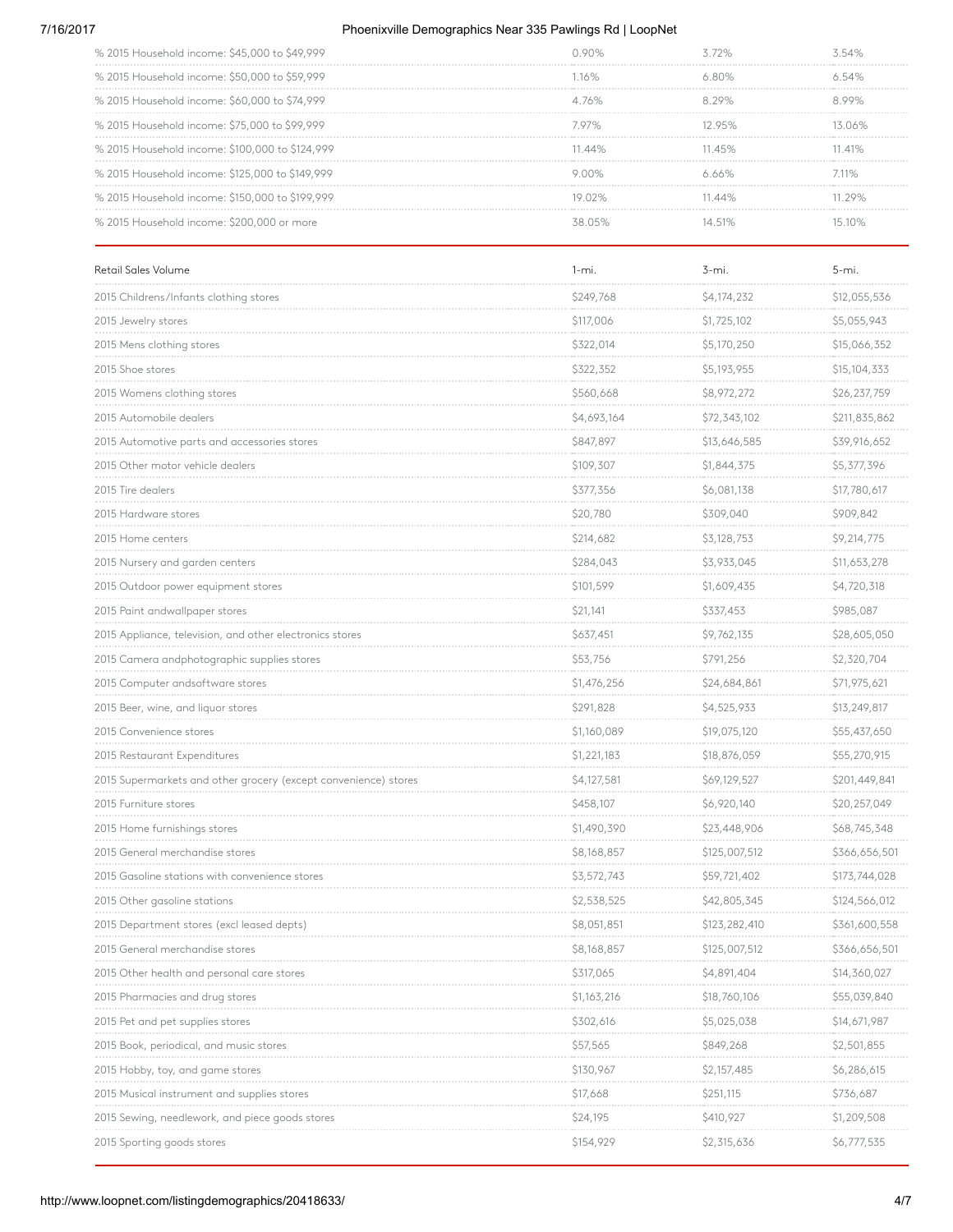| | | | |
|---|---|---|---|
| % 2015 Household income: $45,000 to $49,999 | 0.90% | 3.72% | 3.54% |
| % 2015 Household income: $50,000 to $59,999 | 1.16% | 6.80% | 6.54% |
| % 2015 Household income: $60,000 to $74,999 | 4.76% | 8.29% | 8.99% |
| % 2015 Household income: $75,000 to $99,999 | 7.97% | 12.95% | 13.06% |
| % 2015 Household income: $100,000 to $124,999 | 11.44% | 11.45% | 11.41% |
| % 2015 Household income: $125,000 to $149,999 | 9.00% | 6.66% | 7.11% |
| % 2015 Household income: $150,000 to $199,999 | 19.02% | 11.44% | 11.29% |
| % 2015 Household income: $200,000 or more | 38.05% | 14.51% | 15.10% |

| Retail Sales Volume | 1-mi. | 3-mi. | 5-mi. |
|---|---|---|---|
| 2015 Childrens/Infants clothing stores | $249,768 | $4,174,232 | $12,055,536 |
| 2015 Jewelry stores | $117,006 | $1,725,102 | $5,055,943 |
| 2015 Mens clothing stores | $322,014 | $5,170,250 | $15,066,352 |
| 2015 Shoe stores | $322,352 | $5,193,955 | $15,104,333 |
| 2015 Womens clothing stores | $560,668 | $8,972,272 | $26,237,759 |
| 2015 Automobile dealers | $4,693,164 | $72,343,102 | $211,835,862 |
| 2015 Automotive parts and accessories stores | $847,897 | $13,646,585 | $39,916,652 |
| 2015 Other motor vehicle dealers | $109,307 | $1,844,375 | $5,377,396 |
| 2015 Tire dealers | $377,356 | $6,081,138 | $17,780,617 |
| 2015 Hardware stores | $20,780 | $309,040 | $909,842 |
| 2015 Home centers | $214,682 | $3,128,753 | $9,214,775 |
| 2015 Nursery and garden centers | $284,043 | $3,933,045 | $11,653,278 |
| 2015 Outdoor power equipment stores | $101,599 | $1,609,435 | $4,720,318 |
| 2015 Paint andwallpaper stores | $21,141 | $337,453 | $985,087 |
| 2015 Appliance, television, and other electronics stores | $637,451 | $9,762,135 | $28,605,050 |
| 2015 Camera andphotographic supplies stores | $53,756 | $791,256 | $2,320,704 |
| 2015 Computer andsoftware stores | $1,476,256 | $24,684,861 | $71,975,621 |
| 2015 Beer, wine, and liquor stores | $291,828 | $4,525,933 | $13,249,817 |
| 2015 Convenience stores | $1,160,089 | $19,075,120 | $55,437,650 |
| 2015 Restaurant Expenditures | $1,221,183 | $18,876,059 | $55,270,915 |
| 2015 Supermarkets and other grocery (except convenience) stores | $4,127,581 | $69,129,527 | $201,449,841 |
| 2015 Furniture stores | $458,107 | $6,920,140 | $20,257,049 |
| 2015 Home furnishings stores | $1,490,390 | $23,448,906 | $68,745,348 |
| 2015 General merchandise stores | $8,168,857 | $125,007,512 | $366,656,501 |
| 2015 Gasoline stations with convenience stores | $3,572,743 | $59,721,402 | $173,744,028 |
| 2015 Other gasoline stations | $2,538,525 | $42,805,345 | $124,566,012 |
| 2015 Department stores (excl leased depts) | $8,051,851 | $123,282,410 | $361,600,558 |
| 2015 General merchandise stores | $8,168,857 | $125,007,512 | $366,656,501 |
| 2015 Other health and personal care stores | $317,065 | $4,891,404 | $14,360,027 |
| 2015 Pharmacies and drug stores | $1,163,216 | $18,760,106 | $55,039,840 |
| 2015 Pet and pet supplies stores | $302,616 | $5,025,038 | $14,671,987 |
| 2015 Book, periodical, and music stores | $57,565 | $849,268 | $2,501,855 |
| 2015 Hobby, toy, and game stores | $130,967 | $2,157,485 | $6,286,615 |
| 2015 Musical instrument and supplies stores | $17,668 | $251,115 | $736,687 |
| 2015 Sewing, needlework, and piece goods stores | $24,195 | $410,927 | $1,209,508 |
| 2015 Sporting goods stores | $154,929 | $2,315,636 | $6,777,535 |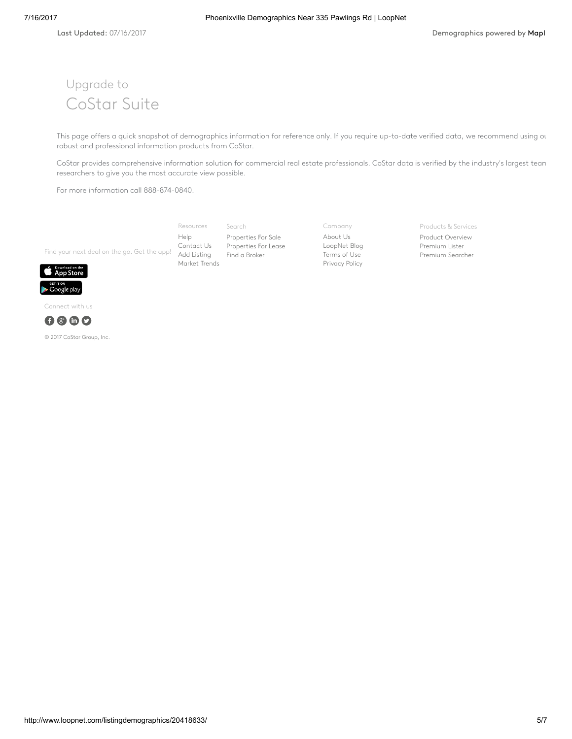Last Updated: 07/16/2017

Demographics powered by Mapl

## Upgrade to CoStar Suite

This page offers a quick snapshot of demographics information for reference only. If you require up-to-date verified data, we recommend using ou robust and professional information products from CoStar.

CoStar provides comprehensive information solution for commercial real estate professionals. CoStar data is verified by the industry's largest team researchers to give you the most accurate view possible.

For more information call 888-874-0840.

Find your next deal on the go. Get the app!

Resources
- Help
- Contact Us
- Add Listing
- Market Trends

Search
- Properties For Sale
- Properties For Lease
- Find a Broker

Company
- About Us
- LoopNet Blog
- Terms of Use
- Privacy Policy

Products & Services
- Product Overview
- Premium Lister
- Premium Searcher

Connect with us

© 2017 CoStar Group, Inc.